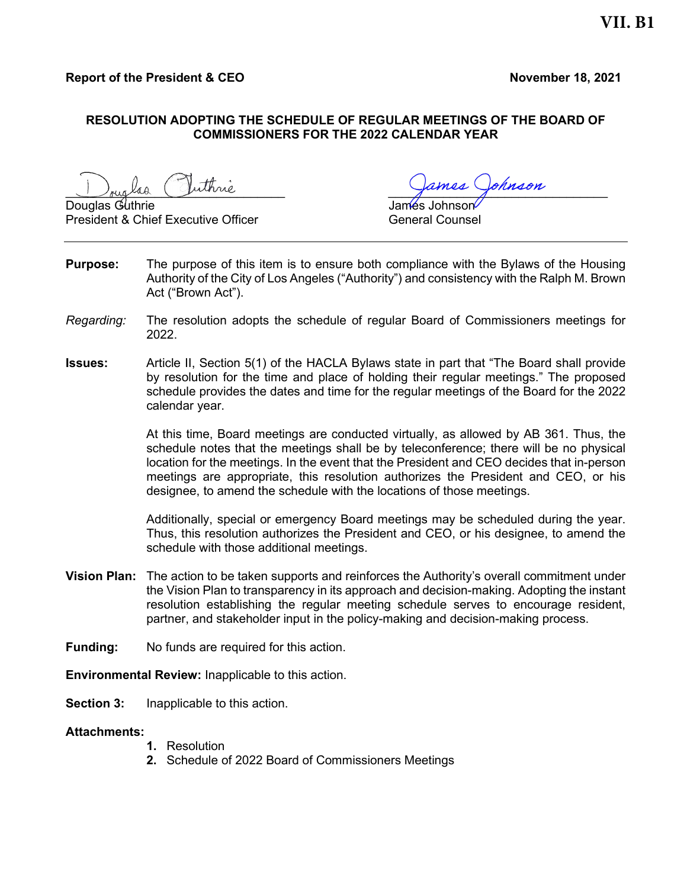VII. B1

**Report of the President & CEO** **November 18, 2021**

**RESOLUTION ADOPTING THE SCHEDULE OF REGULAR MEETINGS OF THE BOARD OF COMMISSIONERS FOR THE 2022 CALENDAR YEAR**

Douglas Guthrie
President & Chief Executive Officer

James Johnson
General Counsel

---

**Purpose:** The purpose of this item is to ensure both compliance with the Bylaws of the Housing Authority of the City of Los Angeles ("Authority") and consistency with the Ralph M. Brown Act ("Brown Act").

*Regarding:* The resolution adopts the schedule of regular Board of Commissioners meetings for 2022.

**Issues:** Article II, Section 5(1) of the HACLA Bylaws state in part that "The Board shall provide by resolution for the time and place of holding their regular meetings." The proposed schedule provides the dates and time for the regular meetings of the Board for the 2022 calendar year.

At this time, Board meetings are conducted virtually, as allowed by AB 361. Thus, the schedule notes that the meetings shall be by teleconference; there will be no physical location for the meetings. In the event that the President and CEO decides that in-person meetings are appropriate, this resolution authorizes the President and CEO, or his designee, to amend the schedule with the locations of those meetings.

Additionally, special or emergency Board meetings may be scheduled during the year. Thus, this resolution authorizes the President and CEO, or his designee, to amend the schedule with those additional meetings.

**Vision Plan:** The action to be taken supports and reinforces the Authority's overall commitment under the Vision Plan to transparency in its approach and decision-making. Adopting the instant resolution establishing the regular meeting schedule serves to encourage resident, partner, and stakeholder input in the policy-making and decision-making process.

**Funding:** No funds are required for this action.

**Environmental Review:** Inapplicable to this action.

**Section 3:** Inapplicable to this action.

**Attachments:**

1. Resolution
2. Schedule of 2022 Board of Commissioners Meetings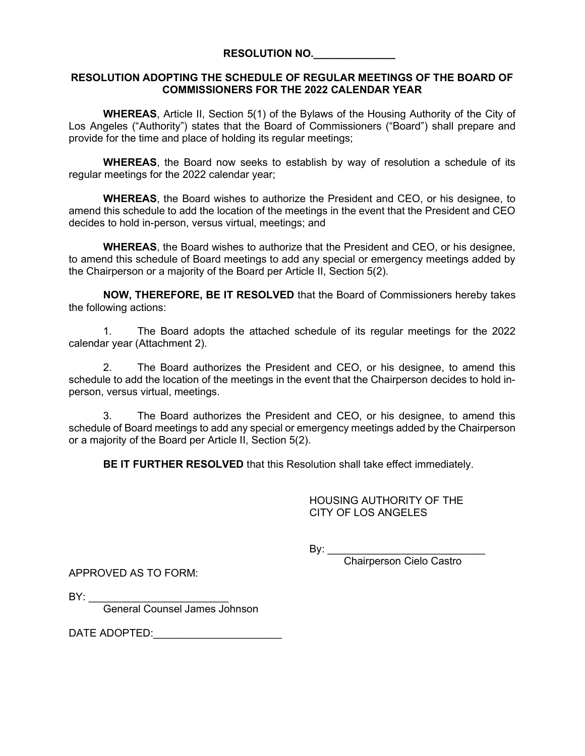**RESOLUTION NO.______________**

**RESOLUTION ADOPTING THE SCHEDULE OF REGULAR MEETINGS OF THE BOARD OF COMMISSIONERS FOR THE 2022 CALENDAR YEAR**

**WHEREAS**, Article II, Section 5(1) of the Bylaws of the Housing Authority of the City of Los Angeles ("Authority") states that the Board of Commissioners ("Board") shall prepare and provide for the time and place of holding its regular meetings;

**WHEREAS**, the Board now seeks to establish by way of resolution a schedule of its regular meetings for the 2022 calendar year;

**WHEREAS**, the Board wishes to authorize the President and CEO, or his designee, to amend this schedule to add the location of the meetings in the event that the President and CEO decides to hold in-person, versus virtual, meetings; and

**WHEREAS**, the Board wishes to authorize that the President and CEO, or his designee, to amend this schedule of Board meetings to add any special or emergency meetings added by the Chairperson or a majority of the Board per Article II, Section 5(2).

**NOW, THEREFORE, BE IT RESOLVED** that the Board of Commissioners hereby takes the following actions:

1. The Board adopts the attached schedule of its regular meetings for the 2022 calendar year (Attachment 2).

2. The Board authorizes the President and CEO, or his designee, to amend this schedule to add the location of the meetings in the event that the Chairperson decides to hold in-person, versus virtual, meetings.

3. The Board authorizes the President and CEO, or his designee, to amend this schedule of Board meetings to add any special or emergency meetings added by the Chairperson or a majority of the Board per Article II, Section 5(2).

**BE IT FURTHER RESOLVED** that this Resolution shall take effect immediately.

HOUSING AUTHORITY OF THE CITY OF LOS ANGELES

By: ___________________________
Chairperson Cielo Castro

APPROVED AS TO FORM:

BY: ________________________
General Counsel James Johnson

DATE ADOPTED:______________________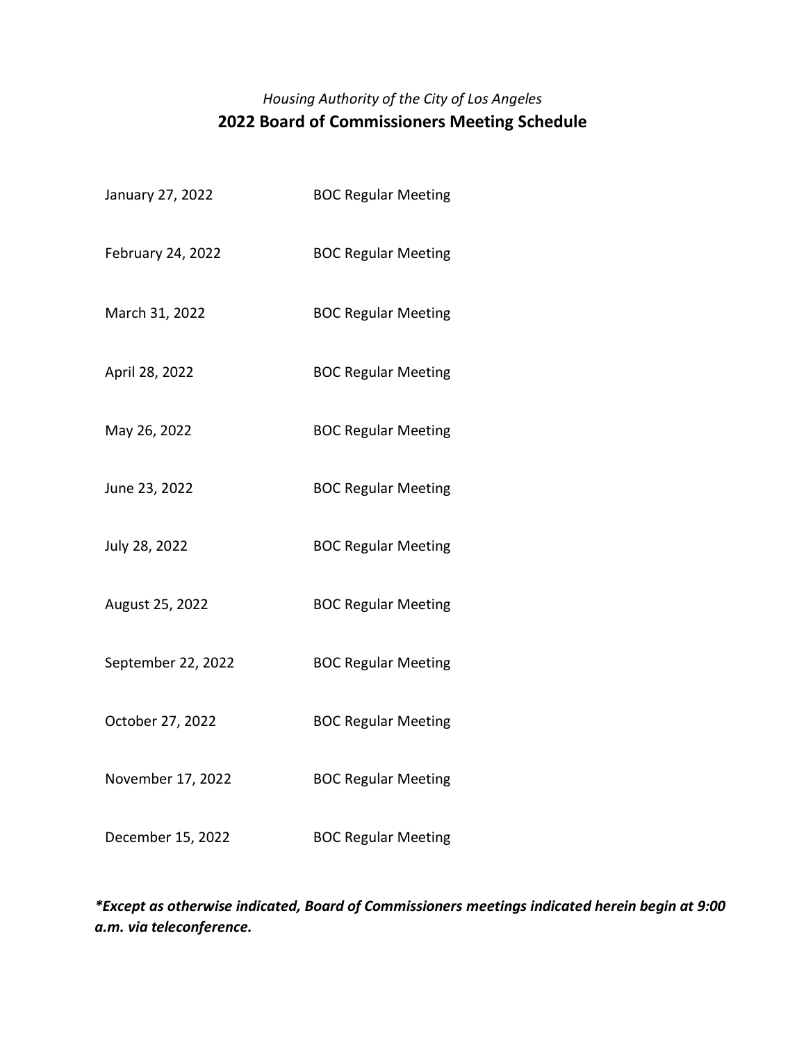*Housing Authority of the City of Los Angeles*

# 2022 Board of Commissioners Meeting Schedule

| | |
|---|---|
| January 27, 2022 | BOC Regular Meeting |
| February 24, 2022 | BOC Regular Meeting |
| March 31, 2022 | BOC Regular Meeting |
| April 28, 2022 | BOC Regular Meeting |
| May 26, 2022 | BOC Regular Meeting |
| June 23, 2022 | BOC Regular Meeting |
| July 28, 2022 | BOC Regular Meeting |
| August 25, 2022 | BOC Regular Meeting |
| September 22, 2022 | BOC Regular Meeting |
| October 27, 2022 | BOC Regular Meeting |
| November 17, 2022 | BOC Regular Meeting |
| December 15, 2022 | BOC Regular Meeting |

***Except as otherwise indicated, Board of Commissioners meetings indicated herein begin at 9:00 a.m. via teleconference.***